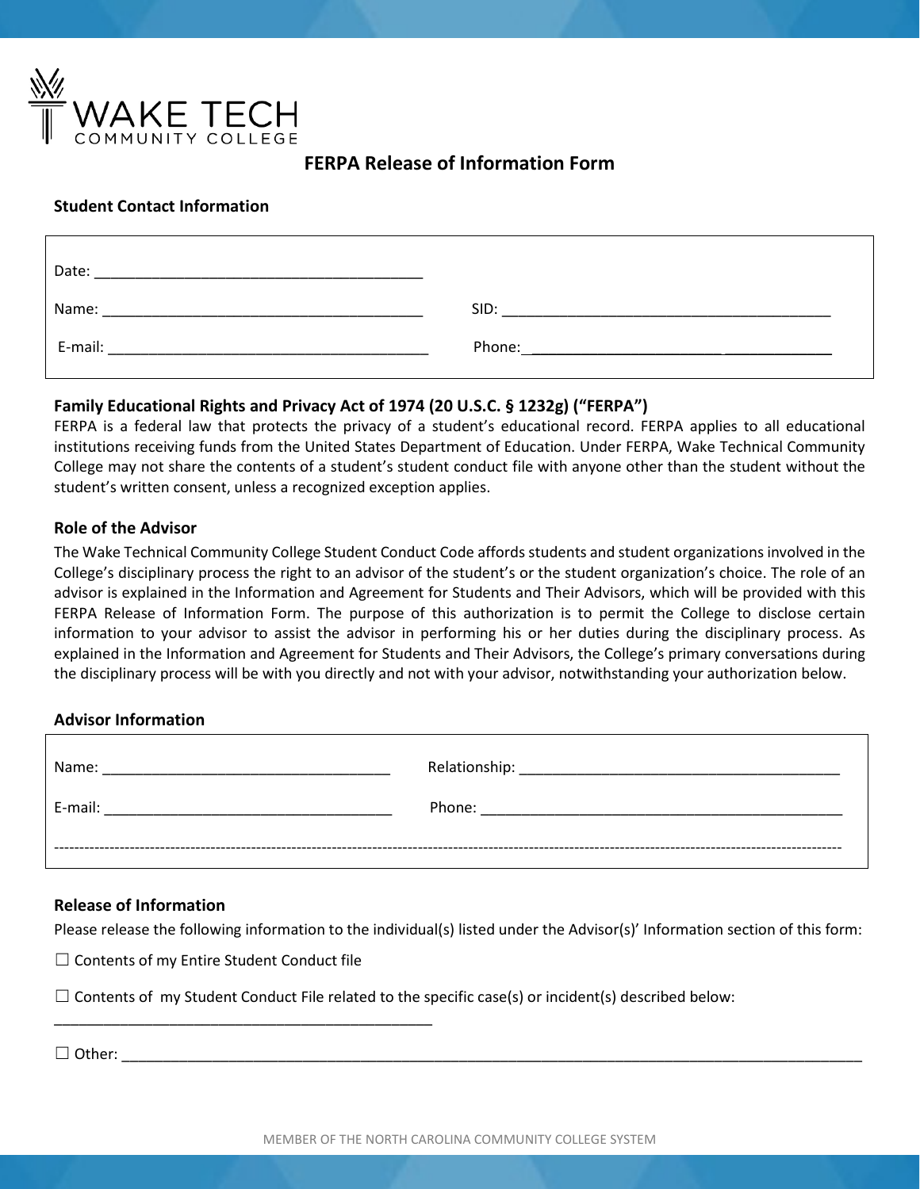WAKE TECH
COMMUNITY COLLEGE

# FERPA Release of Information Form

## Student Contact Information

Date: ________________________________________

Name: ________________________________________ SID: ________________________________________

E-mail: ________________________________________ Phone: ________________________________________

## Family Educational Rights and Privacy Act of 1974 (20 U.S.C. § 1232g) ("FERPA")

FERPA is a federal law that protects the privacy of a student's educational record. FERPA applies to all educational institutions receiving funds from the United States Department of Education. Under FERPA, Wake Technical Community College may not share the contents of a student's student conduct file with anyone other than the student without the student's written consent, unless a recognized exception applies.

## Role of the Advisor

The Wake Technical Community College Student Conduct Code affords students and student organizations involved in the College's disciplinary process the right to an advisor of the student's or the student organization's choice. The role of an advisor is explained in the Information and Agreement for Students and Their Advisors, which will be provided with this FERPA Release of Information Form. The purpose of this authorization is to permit the College to disclose certain information to your advisor to assist the advisor in performing his or her duties during the disciplinary process. As explained in the Information and Agreement for Students and Their Advisors, the College's primary conversations during the disciplinary process will be with you directly and not with your advisor, notwithstanding your authorization below.

## Advisor Information

Name: ____________________________________ Relationship: ________________________________________

E-mail: ____________________________________ Phone: ______________________________________________

---

## Release of Information

Please release the following information to the individual(s) listed under the Advisor(s)' Information section of this form:

☐ Contents of my Entire Student Conduct file

☐ Contents of my Student Conduct File related to the specific case(s) or incident(s) described below:

________________________________________________

☐ Other: ______________________________________________________________________________________________

MEMBER OF THE NORTH CAROLINA COMMUNITY COLLEGE SYSTEM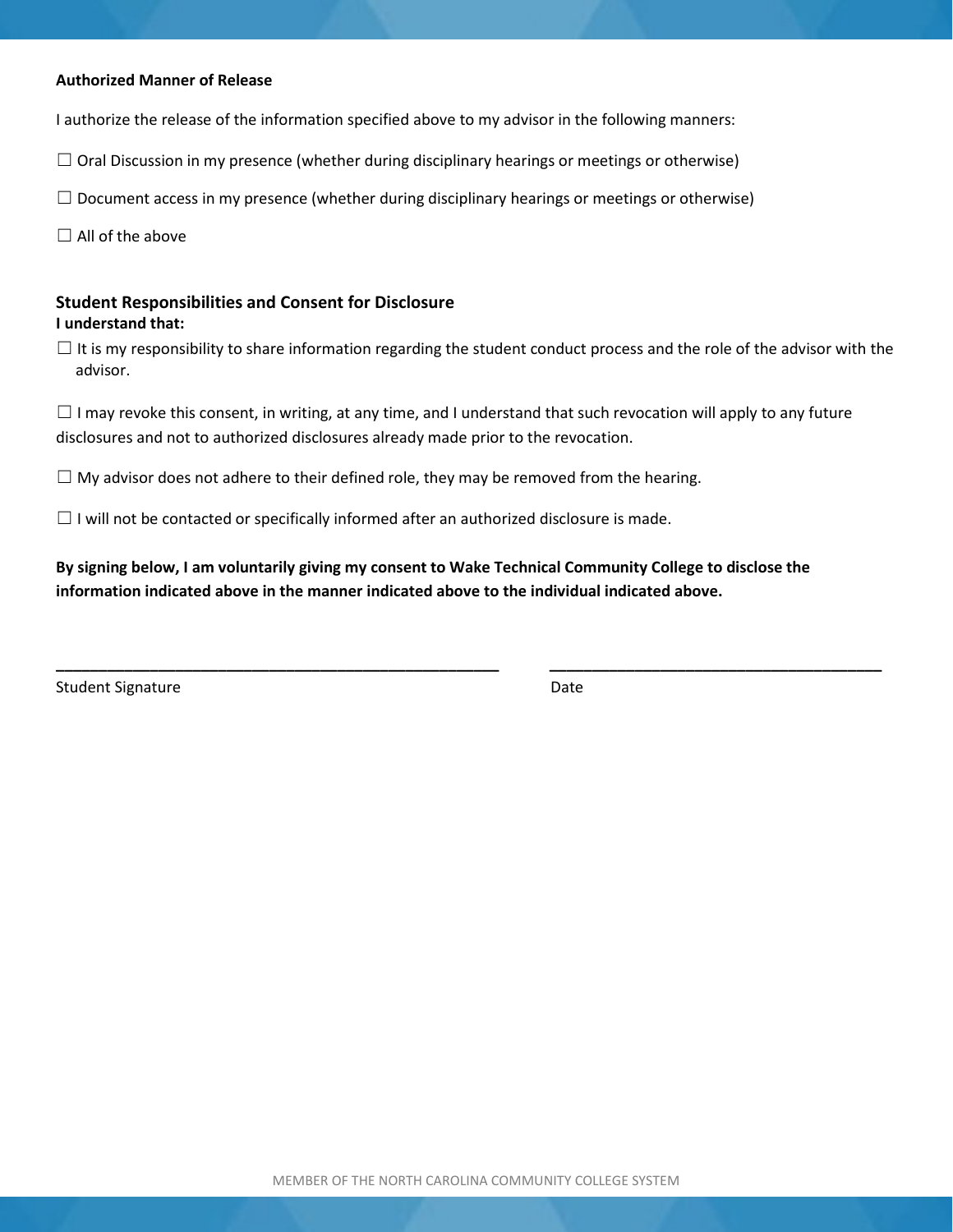**Authorized Manner of Release**

I authorize the release of the information specified above to my advisor in the following manners:

☐ Oral Discussion in my presence (whether during disciplinary hearings or meetings or otherwise)

☐ Document access in my presence (whether during disciplinary hearings or meetings or otherwise)

☐ All of the above

**Student Responsibilities and Consent for Disclosure**
**I understand that:**

☐ It is my responsibility to share information regarding the student conduct process and the role of the advisor with the advisor.

☐ I may revoke this consent, in writing, at any time, and I understand that such revocation will apply to any future disclosures and not to authorized disclosures already made prior to the revocation.

☐ My advisor does not adhere to their defined role, they may be removed from the hearing.

☐ I will not be contacted or specifically informed after an authorized disclosure is made.

**By signing below, I am voluntarily giving my consent to Wake Technical Community College to disclose the information indicated above in the manner indicated above to the individual indicated above.**

\_\_\_\_\_\_\_\_\_\_\_\_\_\_\_\_\_\_\_\_\_\_\_\_\_\_\_\_\_\_\_\_\_\_\_\_\_\_\_\_ \_\_\_\_\_\_\_\_\_\_\_\_\_\_\_\_\_\_\_\_\_\_\_\_\_\_\_\_\_\_\_

Student Signature Date

MEMBER OF THE NORTH CAROLINA COMMUNITY COLLEGE SYSTEM